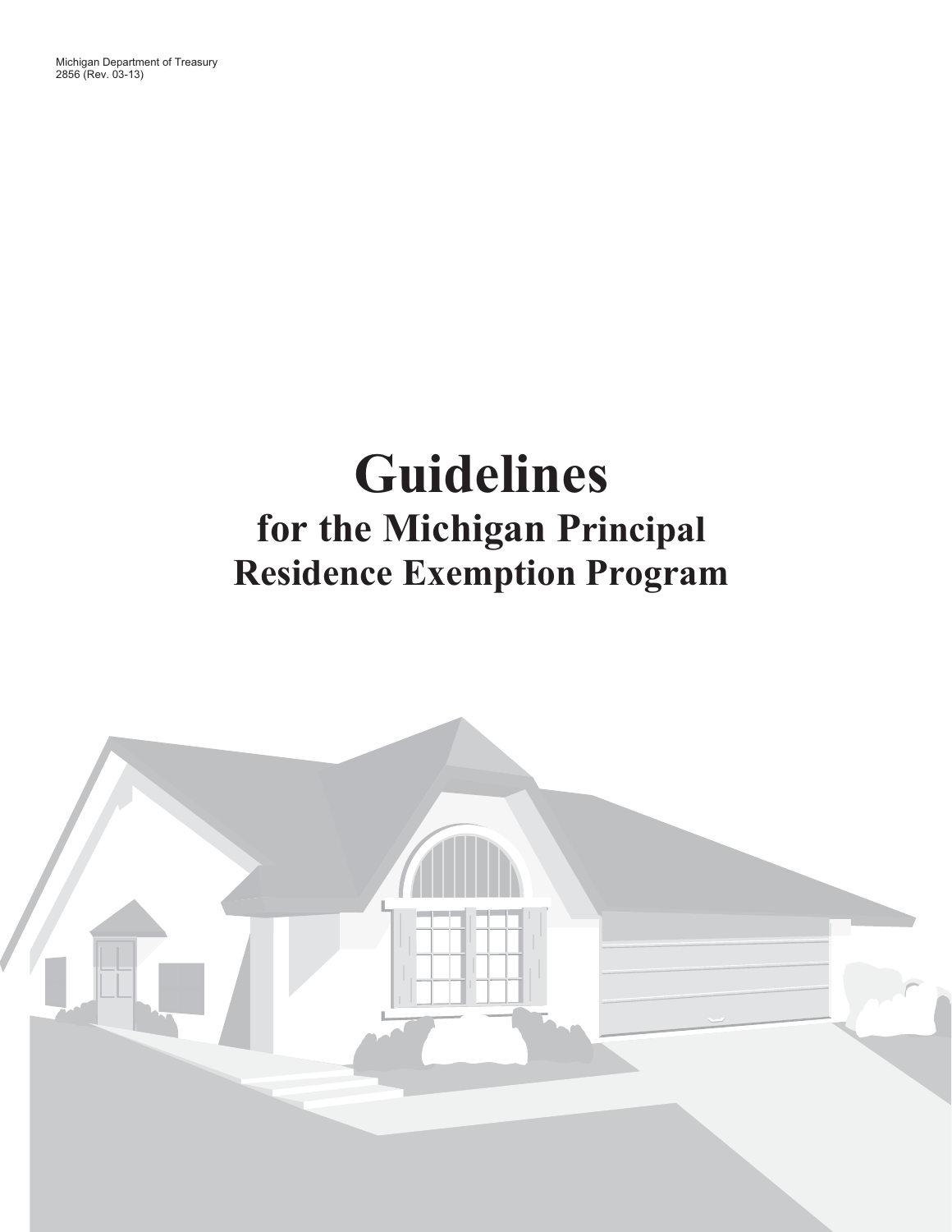Michigan Department of Treasury
2856 (Rev. 03-13)

# Guidelines

## for the Michigan Principal Residence Exemption Program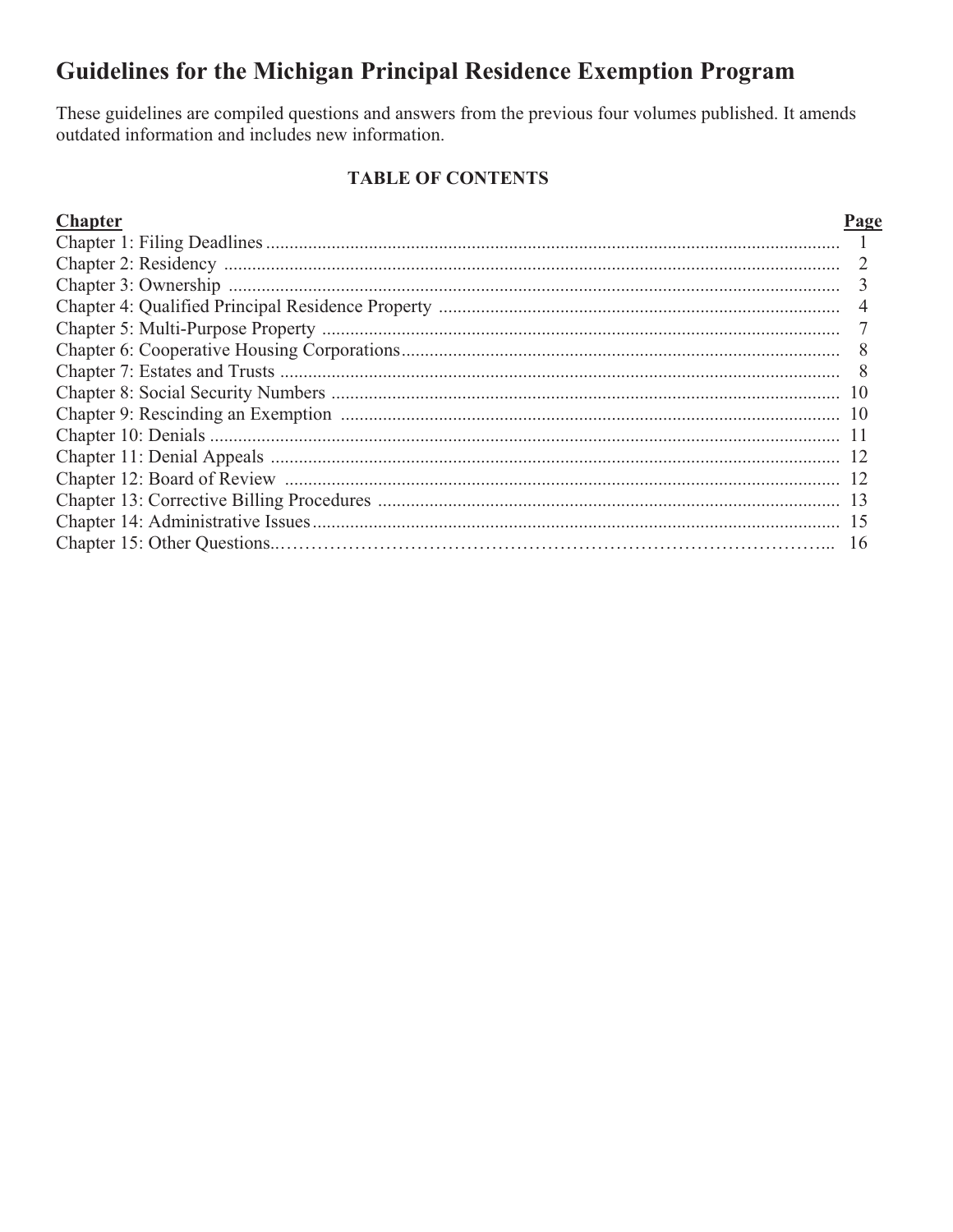# Guidelines for the Michigan Principal Residence Exemption Program

These guidelines are compiled questions and answers from the previous four volumes published. It amends outdated information and includes new information.

**TABLE OF CONTENTS**

| Chapter | Page |
|---|---|
| Chapter 1: Filing Deadlines | 1 |
| Chapter 2: Residency | 2 |
| Chapter 3: Ownership | 3 |
| Chapter 4: Qualified Principal Residence Property | 4 |
| Chapter 5: Multi-Purpose Property | 7 |
| Chapter 6: Cooperative Housing Corporations | 8 |
| Chapter 7: Estates and Trusts | 8 |
| Chapter 8: Social Security Numbers | 10 |
| Chapter 9: Rescinding an Exemption | 10 |
| Chapter 10: Denials | 11 |
| Chapter 11: Denial Appeals | 12 |
| Chapter 12: Board of Review | 12 |
| Chapter 13: Corrective Billing Procedures | 13 |
| Chapter 14: Administrative Issues | 15 |
| Chapter 15: Other Questions | 16 |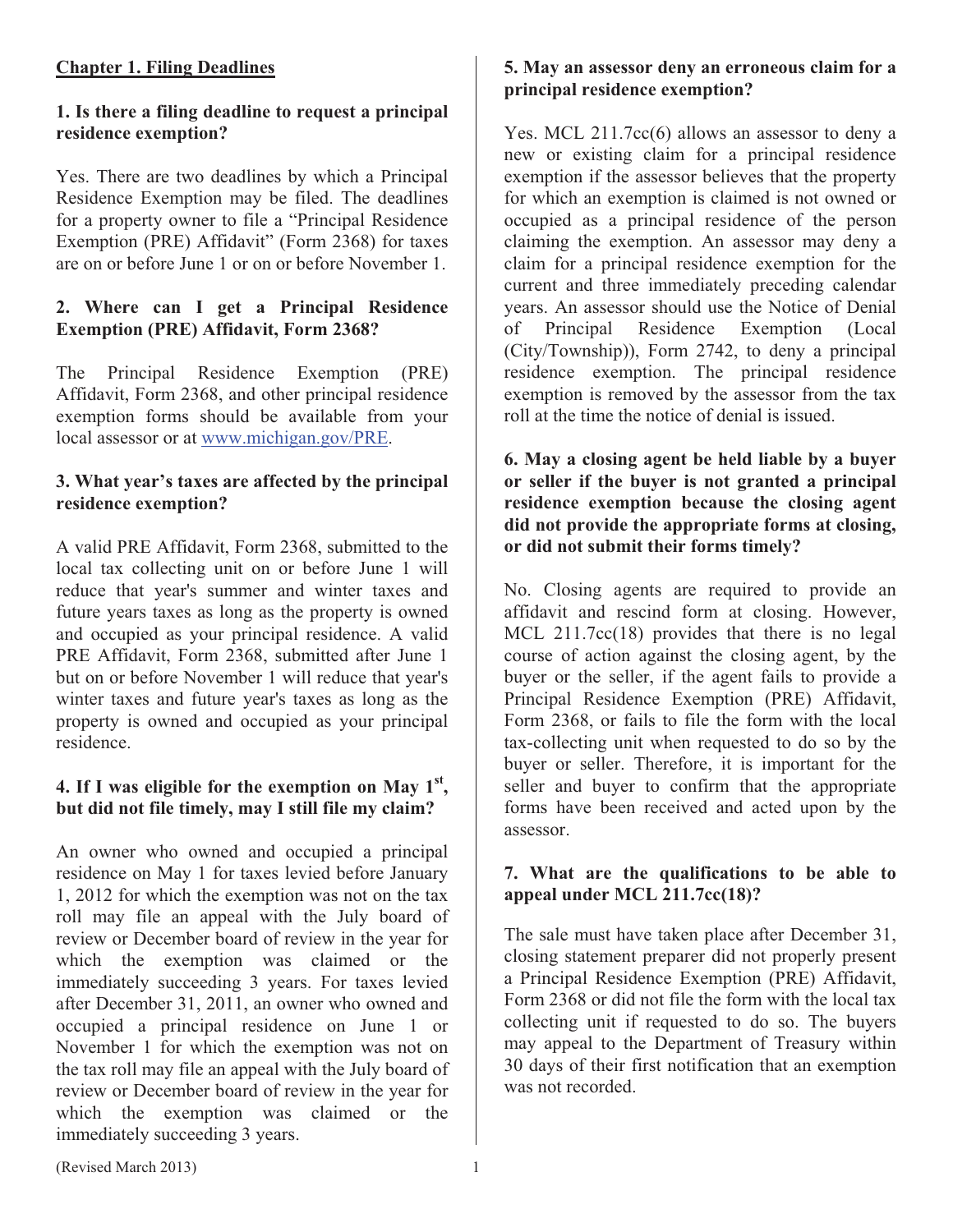## Chapter 1. Filing Deadlines

### 1. Is there a filing deadline to request a principal residence exemption?

Yes. There are two deadlines by which a Principal Residence Exemption may be filed. The deadlines for a property owner to file a "Principal Residence Exemption (PRE) Affidavit" (Form 2368) for taxes are on or before June 1 or on or before November 1.

### 2. Where can I get a Principal Residence Exemption (PRE) Affidavit, Form 2368?

The Principal Residence Exemption (PRE) Affidavit, Form 2368, and other principal residence exemption forms should be available from your local assessor or at [www.michigan.gov/PRE](http://www.michigan.gov/PRE).

### 3. What year's taxes are affected by the principal residence exemption?

A valid PRE Affidavit, Form 2368, submitted to the local tax collecting unit on or before June 1 will reduce that year's summer and winter taxes and future years taxes as long as the property is owned and occupied as your principal residence. A valid PRE Affidavit, Form 2368, submitted after June 1 but on or before November 1 will reduce that year's winter taxes and future year's taxes as long as the property is owned and occupied as your principal residence.

### 4. If I was eligible for the exemption on May 1st, but did not file timely, may I still file my claim?

An owner who owned and occupied a principal residence on May 1 for taxes levied before January 1, 2012 for which the exemption was not on the tax roll may file an appeal with the July board of review or December board of review in the year for which the exemption was claimed or the immediately succeeding 3 years. For taxes levied after December 31, 2011, an owner who owned and occupied a principal residence on June 1 or November 1 for which the exemption was not on the tax roll may file an appeal with the July board of review or December board of review in the year for which the exemption was claimed or the immediately succeeding 3 years.

### 5. May an assessor deny an erroneous claim for a principal residence exemption?

Yes. MCL 211.7cc(6) allows an assessor to deny a new or existing claim for a principal residence exemption if the assessor believes that the property for which an exemption is claimed is not owned or occupied as a principal residence of the person claiming the exemption. An assessor may deny a claim for a principal residence exemption for the current and three immediately preceding calendar years. An assessor should use the Notice of Denial of Principal Residence Exemption (Local (City/Township)), Form 2742, to deny a principal residence exemption. The principal residence exemption is removed by the assessor from the tax roll at the time the notice of denial is issued.

### 6. May a closing agent be held liable by a buyer or seller if the buyer is not granted a principal residence exemption because the closing agent did not provide the appropriate forms at closing, or did not submit their forms timely?

No. Closing agents are required to provide an affidavit and rescind form at closing. However, MCL 211.7cc(18) provides that there is no legal course of action against the closing agent, by the buyer or the seller, if the agent fails to provide a Principal Residence Exemption (PRE) Affidavit, Form 2368, or fails to file the form with the local tax-collecting unit when requested to do so by the buyer or seller. Therefore, it is important for the seller and buyer to confirm that the appropriate forms have been received and acted upon by the assessor.

### 7. What are the qualifications to be able to appeal under MCL 211.7cc(18)?

The sale must have taken place after December 31, closing statement preparer did not properly present a Principal Residence Exemption (PRE) Affidavit, Form 2368 or did not file the form with the local tax collecting unit if requested to do so. The buyers may appeal to the Department of Treasury within 30 days of their first notification that an exemption was not recorded.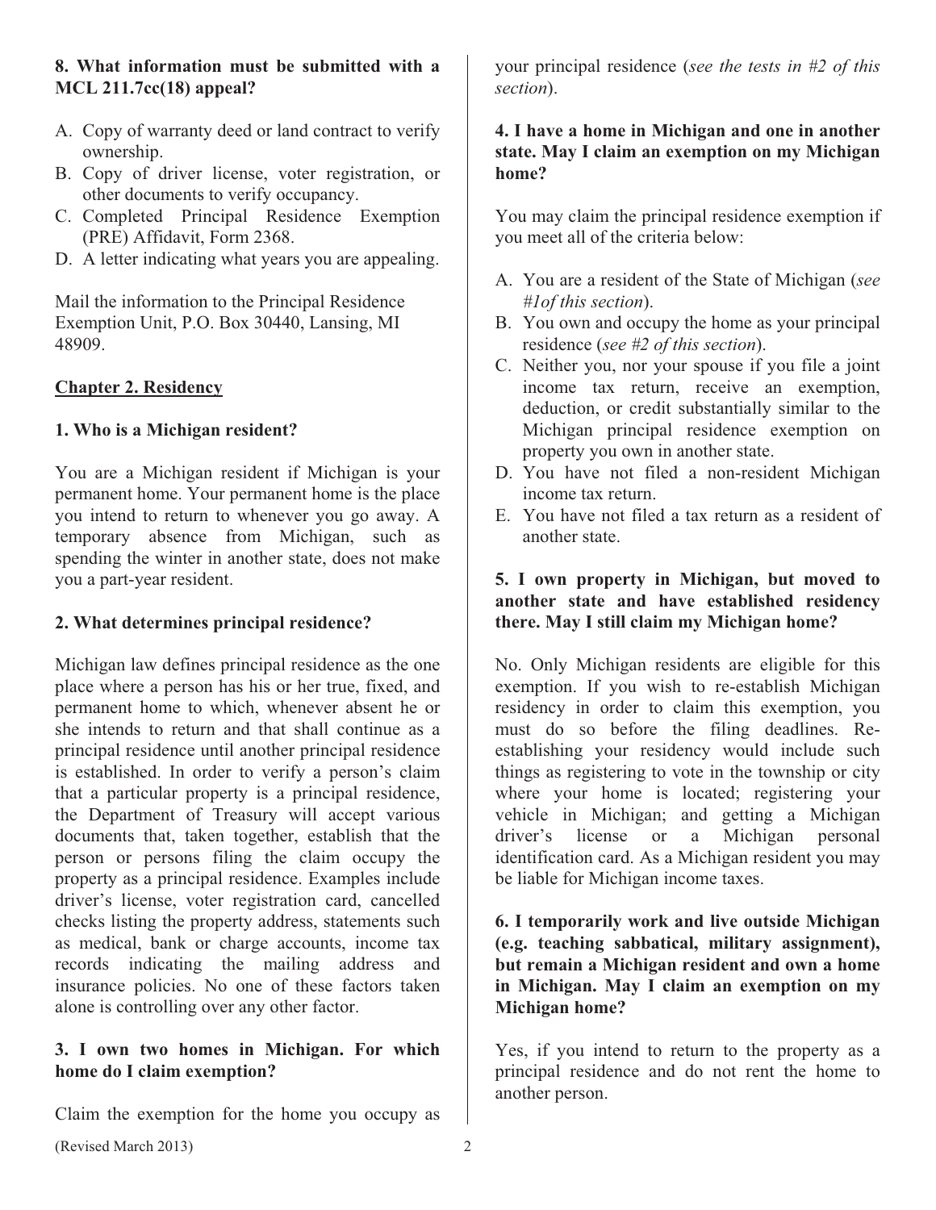**8. What information must be submitted with a MCL 211.7cc(18) appeal?**

A. Copy of warranty deed or land contract to verify ownership.
B. Copy of driver license, voter registration, or other documents to verify occupancy.
C. Completed Principal Residence Exemption (PRE) Affidavit, Form 2368.
D. A letter indicating what years you are appealing.

Mail the information to the Principal Residence Exemption Unit, P.O. Box 30440, Lansing, MI 48909.

## Chapter 2. Residency

**1. Who is a Michigan resident?**

You are a Michigan resident if Michigan is your permanent home. Your permanent home is the place you intend to return to whenever you go away. A temporary absence from Michigan, such as spending the winter in another state, does not make you a part-year resident.

**2. What determines principal residence?**

Michigan law defines principal residence as the one place where a person has his or her true, fixed, and permanent home to which, whenever absent he or she intends to return and that shall continue as a principal residence until another principal residence is established. In order to verify a person's claim that a particular property is a principal residence, the Department of Treasury will accept various documents that, taken together, establish that the person or persons filing the claim occupy the property as a principal residence. Examples include driver's license, voter registration card, cancelled checks listing the property address, statements such as medical, bank or charge accounts, income tax records indicating the mailing address and insurance policies. No one of these factors taken alone is controlling over any other factor.

**3. I own two homes in Michigan. For which home do I claim exemption?**

Claim the exemption for the home you occupy as your principal residence (*see the tests in #2 of this section*).

**4. I have a home in Michigan and one in another state. May I claim an exemption on my Michigan home?**

You may claim the principal residence exemption if you meet all of the criteria below:

A. You are a resident of the State of Michigan (*see #1of this section*).
B. You own and occupy the home as your principal residence (*see #2 of this section*).
C. Neither you, nor your spouse if you file a joint income tax return, receive an exemption, deduction, or credit substantially similar to the Michigan principal residence exemption on property you own in another state.
D. You have not filed a non-resident Michigan income tax return.
E. You have not filed a tax return as a resident of another state.

**5. I own property in Michigan, but moved to another state and have established residency there. May I still claim my Michigan home?**

No. Only Michigan residents are eligible for this exemption. If you wish to re-establish Michigan residency in order to claim this exemption, you must do so before the filing deadlines. Re-establishing your residency would include such things as registering to vote in the township or city where your home is located; registering your vehicle in Michigan; and getting a Michigan driver's license or a Michigan personal identification card. As a Michigan resident you may be liable for Michigan income taxes.

**6. I temporarily work and live outside Michigan (e.g. teaching sabbatical, military assignment), but remain a Michigan resident and own a home in Michigan. May I claim an exemption on my Michigan home?**

Yes, if you intend to return to the property as a principal residence and do not rent the home to another person.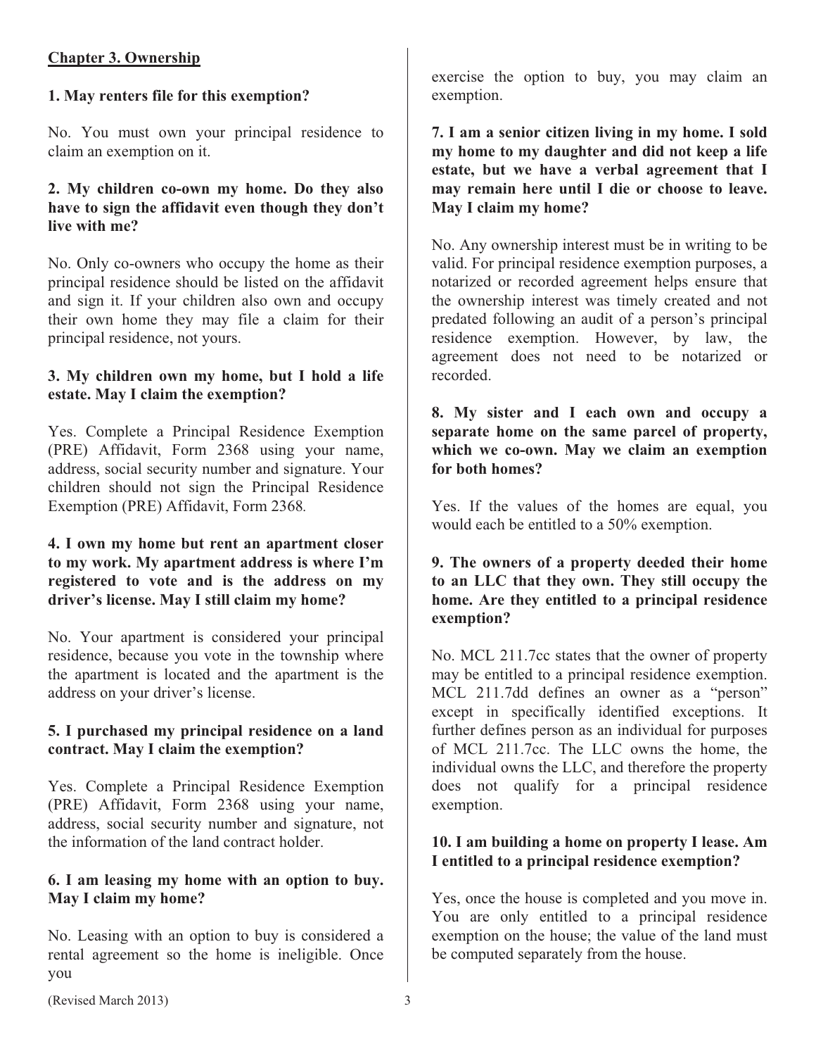## Chapter 3. Ownership

**1. May renters file for this exemption?**

No. You must own your principal residence to claim an exemption on it.

**2. My children co-own my home. Do they also have to sign the affidavit even though they don't live with me?**

No. Only co-owners who occupy the home as their principal residence should be listed on the affidavit and sign it. If your children also own and occupy their own home they may file a claim for their principal residence, not yours.

**3. My children own my home, but I hold a life estate. May I claim the exemption?**

Yes. Complete a Principal Residence Exemption (PRE) Affidavit, Form 2368 using your name, address, social security number and signature. Your children should not sign the Principal Residence Exemption (PRE) Affidavit, Form 2368.

**4. I own my home but rent an apartment closer to my work. My apartment address is where I'm registered to vote and is the address on my driver's license. May I still claim my home?**

No. Your apartment is considered your principal residence, because you vote in the township where the apartment is located and the apartment is the address on your driver's license.

**5. I purchased my principal residence on a land contract. May I claim the exemption?**

Yes. Complete a Principal Residence Exemption (PRE) Affidavit, Form 2368 using your name, address, social security number and signature, not the information of the land contract holder.

**6. I am leasing my home with an option to buy. May I claim my home?**

No. Leasing with an option to buy is considered a rental agreement so the home is ineligible. Once you exercise the option to buy, you may claim an exemption.

**7. I am a senior citizen living in my home. I sold my home to my daughter and did not keep a life estate, but we have a verbal agreement that I may remain here until I die or choose to leave. May I claim my home?**

No. Any ownership interest must be in writing to be valid. For principal residence exemption purposes, a notarized or recorded agreement helps ensure that the ownership interest was timely created and not predated following an audit of a person's principal residence exemption. However, by law, the agreement does not need to be notarized or recorded.

**8. My sister and I each own and occupy a separate home on the same parcel of property, which we co-own. May we claim an exemption for both homes?**

Yes. If the values of the homes are equal, you would each be entitled to a 50% exemption.

**9. The owners of a property deeded their home to an LLC that they own. They still occupy the home. Are they entitled to a principal residence exemption?**

No. MCL 211.7cc states that the owner of property may be entitled to a principal residence exemption. MCL 211.7dd defines an owner as a "person" except in specifically identified exceptions. It further defines person as an individual for purposes of MCL 211.7cc. The LLC owns the home, the individual owns the LLC, and therefore the property does not qualify for a principal residence exemption.

**10. I am building a home on property I lease. Am I entitled to a principal residence exemption?**

Yes, once the house is completed and you move in. You are only entitled to a principal residence exemption on the house; the value of the land must be computed separately from the house.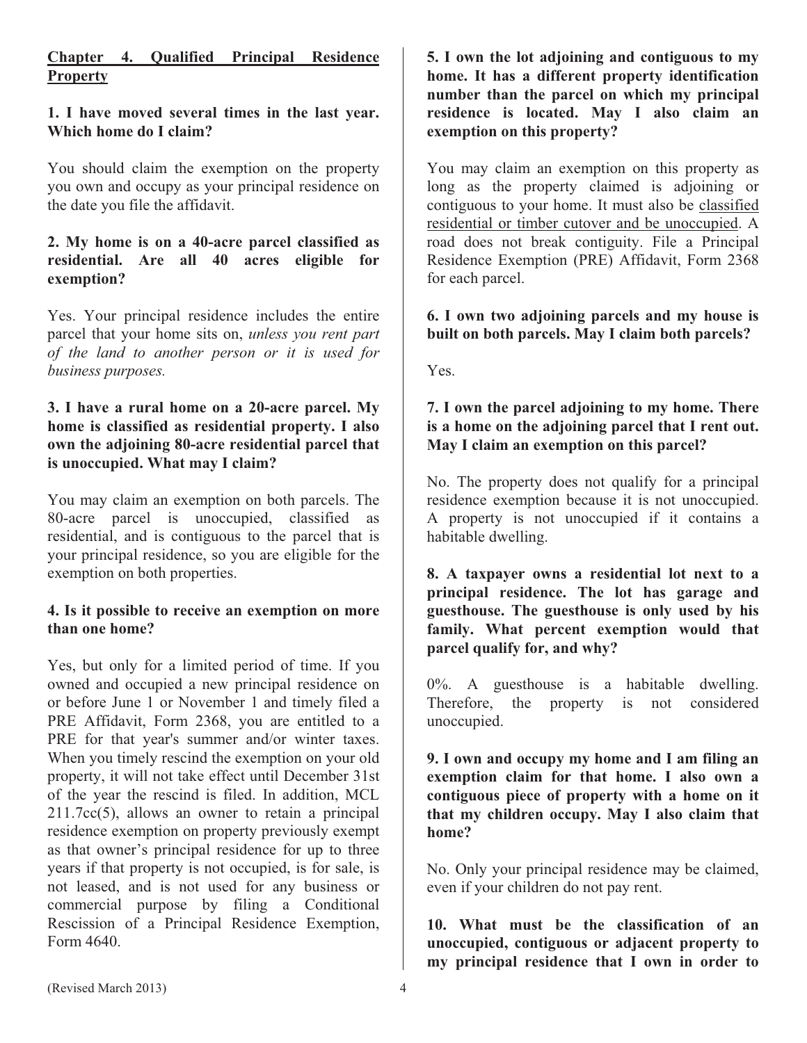## Chapter 4. Qualified Principal Residence Property

**1. I have moved several times in the last year. Which home do I claim?**

You should claim the exemption on the property you own and occupy as your principal residence on the date you file the affidavit.

**2. My home is on a 40-acre parcel classified as residential. Are all 40 acres eligible for exemption?**

Yes. Your principal residence includes the entire parcel that your home sits on, *unless you rent part of the land to another person or it is used for business purposes.*

**3. I have a rural home on a 20-acre parcel. My home is classified as residential property. I also own the adjoining 80-acre residential parcel that is unoccupied. What may I claim?**

You may claim an exemption on both parcels. The 80-acre parcel is unoccupied, classified as residential, and is contiguous to the parcel that is your principal residence, so you are eligible for the exemption on both properties.

**4. Is it possible to receive an exemption on more than one home?**

Yes, but only for a limited period of time. If you owned and occupied a new principal residence on or before June 1 or November 1 and timely filed a PRE Affidavit, Form 2368, you are entitled to a PRE for that year's summer and/or winter taxes. When you timely rescind the exemption on your old property, it will not take effect until December 31st of the year the rescind is filed. In addition, MCL 211.7cc(5), allows an owner to retain a principal residence exemption on property previously exempt as that owner's principal residence for up to three years if that property is not occupied, is for sale, is not leased, and is not used for any business or commercial purpose by filing a Conditional Rescission of a Principal Residence Exemption, Form 4640.

**5. I own the lot adjoining and contiguous to my home. It has a different property identification number than the parcel on which my principal residence is located. May I also claim an exemption on this property?**

You may claim an exemption on this property as long as the property claimed is adjoining or contiguous to your home. It must also be <u>classified residential or timber cutover and be unoccupied</u>. A road does not break contiguity. File a Principal Residence Exemption (PRE) Affidavit, Form 2368 for each parcel.

**6. I own two adjoining parcels and my house is built on both parcels. May I claim both parcels?**

Yes.

**7. I own the parcel adjoining to my home. There is a home on the adjoining parcel that I rent out. May I claim an exemption on this parcel?**

No. The property does not qualify for a principal residence exemption because it is not unoccupied. A property is not unoccupied if it contains a habitable dwelling.

**8. A taxpayer owns a residential lot next to a principal residence. The lot has garage and guesthouse. The guesthouse is only used by his family. What percent exemption would that parcel qualify for, and why?**

0%. A guesthouse is a habitable dwelling. Therefore, the property is not considered unoccupied.

**9. I own and occupy my home and I am filing an exemption claim for that home. I also own a contiguous piece of property with a home on it that my children occupy. May I also claim that home?**

No. Only your principal residence may be claimed, even if your children do not pay rent.

**10. What must be the classification of an unoccupied, contiguous or adjacent property to my principal residence that I own in order to**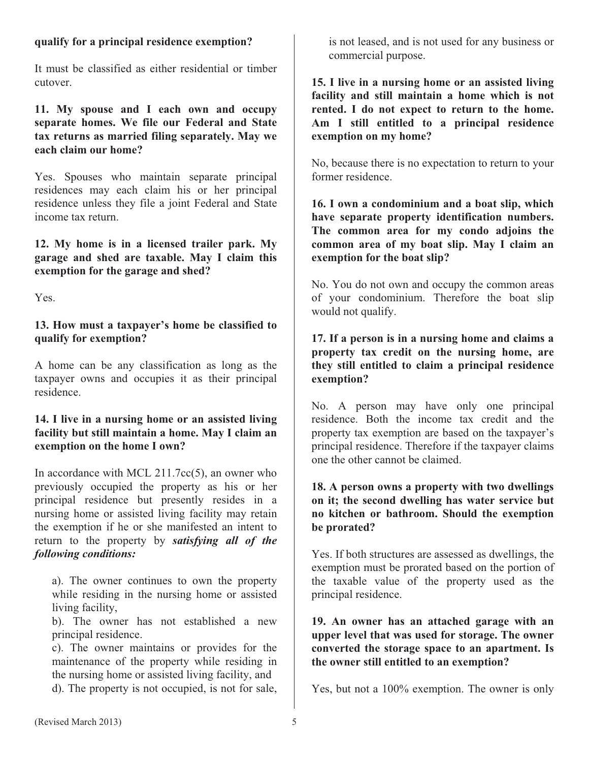**qualify for a principal residence exemption?**

It must be classified as either residential or timber cutover.

**11. My spouse and I each own and occupy separate homes. We file our Federal and State tax returns as married filing separately. May we each claim our home?**

Yes. Spouses who maintain separate principal residences may each claim his or her principal residence unless they file a joint Federal and State income tax return.

**12. My home is in a licensed trailer park. My garage and shed are taxable. May I claim this exemption for the garage and shed?**

Yes.

**13. How must a taxpayer's home be classified to qualify for exemption?**

A home can be any classification as long as the taxpayer owns and occupies it as their principal residence.

**14. I live in a nursing home or an assisted living facility but still maintain a home. May I claim an exemption on the home I own?**

In accordance with MCL 211.7cc(5), an owner who previously occupied the property as his or her principal residence but presently resides in a nursing home or assisted living facility may retain the exemption if he or she manifested an intent to return to the property by ***satisfying all of the following conditions:***

a). The owner continues to own the property while residing in the nursing home or assisted living facility,

b). The owner has not established a new principal residence.

c). The owner maintains or provides for the maintenance of the property while residing in the nursing home or assisted living facility, and

d). The property is not occupied, is not for sale, is not leased, and is not used for any business or commercial purpose.

**15. I live in a nursing home or an assisted living facility and still maintain a home which is not rented. I do not expect to return to the home. Am I still entitled to a principal residence exemption on my home?**

No, because there is no expectation to return to your former residence.

**16. I own a condominium and a boat slip, which have separate property identification numbers. The common area for my condo adjoins the common area of my boat slip. May I claim an exemption for the boat slip?**

No. You do not own and occupy the common areas of your condominium. Therefore the boat slip would not qualify.

**17. If a person is in a nursing home and claims a property tax credit on the nursing home, are they still entitled to claim a principal residence exemption?**

No. A person may have only one principal residence. Both the income tax credit and the property tax exemption are based on the taxpayer's principal residence. Therefore if the taxpayer claims one the other cannot be claimed.

**18. A person owns a property with two dwellings on it; the second dwelling has water service but no kitchen or bathroom. Should the exemption be prorated?**

Yes. If both structures are assessed as dwellings, the exemption must be prorated based on the portion of the taxable value of the property used as the principal residence.

**19. An owner has an attached garage with an upper level that was used for storage. The owner converted the storage space to an apartment. Is the owner still entitled to an exemption?**

Yes, but not a 100% exemption. The owner is only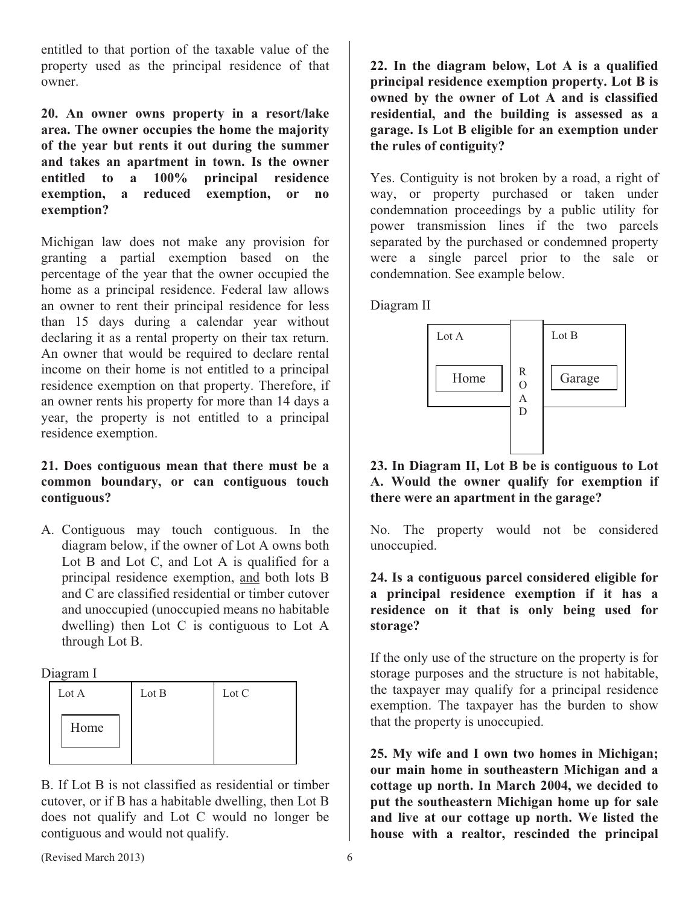entitled to that portion of the taxable value of the property used as the principal residence of that owner.

**20. An owner owns property in a resort/lake area. The owner occupies the home the majority of the year but rents it out during the summer and takes an apartment in town. Is the owner entitled to a 100% principal residence exemption, a reduced exemption, or no exemption?**

Michigan law does not make any provision for granting a partial exemption based on the percentage of the year that the owner occupied the home as a principal residence. Federal law allows an owner to rent their principal residence for less than 15 days during a calendar year without declaring it as a rental property on their tax return. An owner that would be required to declare rental income on their home is not entitled to a principal residence exemption on that property. Therefore, if an owner rents his property for more than 14 days a year, the property is not entitled to a principal residence exemption.

**21. Does contiguous mean that there must be a common boundary, or can contiguous touch contiguous?**

A. Contiguous may touch contiguous. In the diagram below, if the owner of Lot A owns both Lot B and Lot C, and Lot A is qualified for a principal residence exemption, <u>and</u> both lots B and C are classified residential or timber cutover and unoccupied (unoccupied means no habitable dwelling) then Lot C is contiguous to Lot A through Lot B.

Diagram I

| Lot A | Lot B | Lot C |
|---|---|---|
| Home | | |

B. If Lot B is not classified as residential or timber cutover, or if B has a habitable dwelling, then Lot B does not qualify and Lot C would no longer be contiguous and would not qualify.

**22. In the diagram below, Lot A is a qualified principal residence exemption property. Lot B is owned by the owner of Lot A and is classified residential, and the building is assessed as a garage. Is Lot B eligible for an exemption under the rules of contiguity?**

Yes. Contiguity is not broken by a road, a right of way, or property purchased or taken under condemnation proceedings by a public utility for power transmission lines if the two parcels separated by the purchased or condemned property were a single parcel prior to the sale or condemnation. See example below.

Diagram II

| Lot A | ROAD | Lot B |
|---|---|---|
| Home | | Garage |

**23. In Diagram II, Lot B be is contiguous to Lot A. Would the owner qualify for exemption if there were an apartment in the garage?**

No. The property would not be considered unoccupied.

**24. Is a contiguous parcel considered eligible for a principal residence exemption if it has a residence on it that is only being used for storage?**

If the only use of the structure on the property is for storage purposes and the structure is not habitable, the taxpayer may qualify for a principal residence exemption. The taxpayer has the burden to show that the property is unoccupied.

**25. My wife and I own two homes in Michigan; our main home in southeastern Michigan and a cottage up north. In March 2004, we decided to put the southeastern Michigan home up for sale and live at our cottage up north. We listed the house with a realtor, rescinded the principal**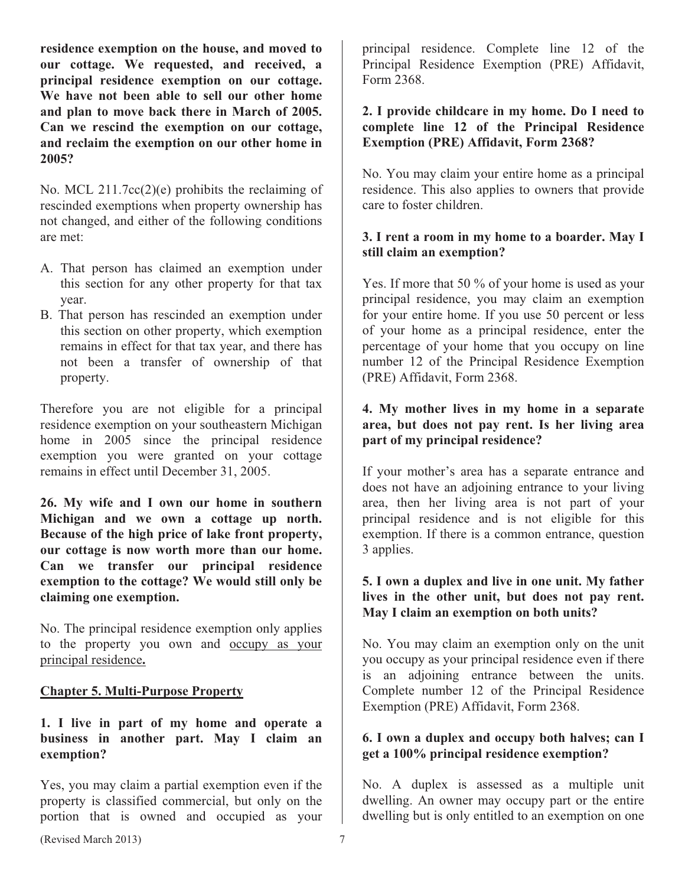**residence exemption on the house, and moved to our cottage. We requested, and received, a principal residence exemption on our cottage. We have not been able to sell our other home and plan to move back there in March of 2005. Can we rescind the exemption on our cottage, and reclaim the exemption on our other home in 2005?**

No. MCL 211.7cc(2)(e) prohibits the reclaiming of rescinded exemptions when property ownership has not changed, and either of the following conditions are met:

A. That person has claimed an exemption under this section for any other property for that tax year.
B. That person has rescinded an exemption under this section on other property, which exemption remains in effect for that tax year, and there has not been a transfer of ownership of that property.

Therefore you are not eligible for a principal residence exemption on your southeastern Michigan home in 2005 since the principal residence exemption you were granted on your cottage remains in effect until December 31, 2005.

**26. My wife and I own our home in southern Michigan and we own a cottage up north. Because of the high price of lake front property, our cottage is now worth more than our home. Can we transfer our principal residence exemption to the cottage? We would still only be claiming one exemption.**

No. The principal residence exemption only applies to the property you own and occupy as your principal residence**.**

## Chapter 5. Multi-Purpose Property

**1. I live in part of my home and operate a business in another part. May I claim an exemption?**

Yes, you may claim a partial exemption even if the property is classified commercial, but only on the portion that is owned and occupied as your principal residence. Complete line 12 of the Principal Residence Exemption (PRE) Affidavit, Form 2368.

**2. I provide childcare in my home. Do I need to complete line 12 of the Principal Residence Exemption (PRE) Affidavit, Form 2368?**

No. You may claim your entire home as a principal residence. This also applies to owners that provide care to foster children.

**3. I rent a room in my home to a boarder. May I still claim an exemption?**

Yes. If more that 50 % of your home is used as your principal residence, you may claim an exemption for your entire home. If you use 50 percent or less of your home as a principal residence, enter the percentage of your home that you occupy on line number 12 of the Principal Residence Exemption (PRE) Affidavit, Form 2368.

**4. My mother lives in my home in a separate area, but does not pay rent. Is her living area part of my principal residence?**

If your mother's area has a separate entrance and does not have an adjoining entrance to your living area, then her living area is not part of your principal residence and is not eligible for this exemption. If there is a common entrance, question 3 applies.

**5. I own a duplex and live in one unit. My father lives in the other unit, but does not pay rent. May I claim an exemption on both units?**

No. You may claim an exemption only on the unit you occupy as your principal residence even if there is an adjoining entrance between the units. Complete number 12 of the Principal Residence Exemption (PRE) Affidavit, Form 2368.

**6. I own a duplex and occupy both halves; can I get a 100% principal residence exemption?**

No. A duplex is assessed as a multiple unit dwelling. An owner may occupy part or the entire dwelling but is only entitled to an exemption on one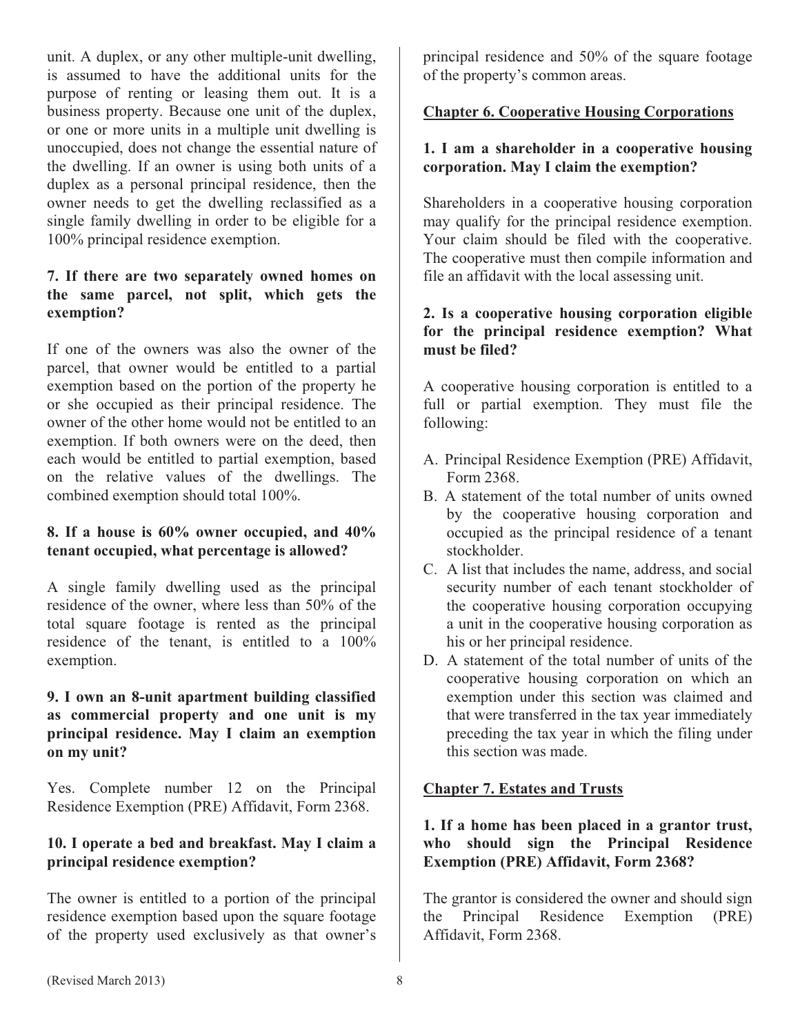unit. A duplex, or any other multiple-unit dwelling, is assumed to have the additional units for the purpose of renting or leasing them out. It is a business property. Because one unit of the duplex, or one or more units in a multiple unit dwelling is unoccupied, does not change the essential nature of the dwelling. If an owner is using both units of a duplex as a personal principal residence, then the owner needs to get the dwelling reclassified as a single family dwelling in order to be eligible for a 100% principal residence exemption.

**7. If there are two separately owned homes on the same parcel, not split, which gets the exemption?**

If one of the owners was also the owner of the parcel, that owner would be entitled to a partial exemption based on the portion of the property he or she occupied as their principal residence. The owner of the other home would not be entitled to an exemption. If both owners were on the deed, then each would be entitled to partial exemption, based on the relative values of the dwellings. The combined exemption should total 100%.

**8. If a house is 60% owner occupied, and 40% tenant occupied, what percentage is allowed?**

A single family dwelling used as the principal residence of the owner, where less than 50% of the total square footage is rented as the principal residence of the tenant, is entitled to a 100% exemption.

**9. I own an 8-unit apartment building classified as commercial property and one unit is my principal residence. May I claim an exemption on my unit?**

Yes. Complete number 12 on the Principal Residence Exemption (PRE) Affidavit, Form 2368.

**10. I operate a bed and breakfast. May I claim a principal residence exemption?**

The owner is entitled to a portion of the principal residence exemption based upon the square footage of the property used exclusively as that owner's principal residence and 50% of the square footage of the property's common areas.

## Chapter 6. Cooperative Housing Corporations

**1. I am a shareholder in a cooperative housing corporation. May I claim the exemption?**

Shareholders in a cooperative housing corporation may qualify for the principal residence exemption. Your claim should be filed with the cooperative. The cooperative must then compile information and file an affidavit with the local assessing unit.

**2. Is a cooperative housing corporation eligible for the principal residence exemption? What must be filed?**

A cooperative housing corporation is entitled to a full or partial exemption. They must file the following:

A. Principal Residence Exemption (PRE) Affidavit, Form 2368.

B. A statement of the total number of units owned by the cooperative housing corporation and occupied as the principal residence of a tenant stockholder.

C. A list that includes the name, address, and social security number of each tenant stockholder of the cooperative housing corporation occupying a unit in the cooperative housing corporation as his or her principal residence.

D. A statement of the total number of units of the cooperative housing corporation on which an exemption under this section was claimed and that were transferred in the tax year immediately preceding the tax year in which the filing under this section was made.

## Chapter 7. Estates and Trusts

**1. If a home has been placed in a grantor trust, who should sign the Principal Residence Exemption (PRE) Affidavit, Form 2368?**

The grantor is considered the owner and should sign the Principal Residence Exemption (PRE) Affidavit, Form 2368.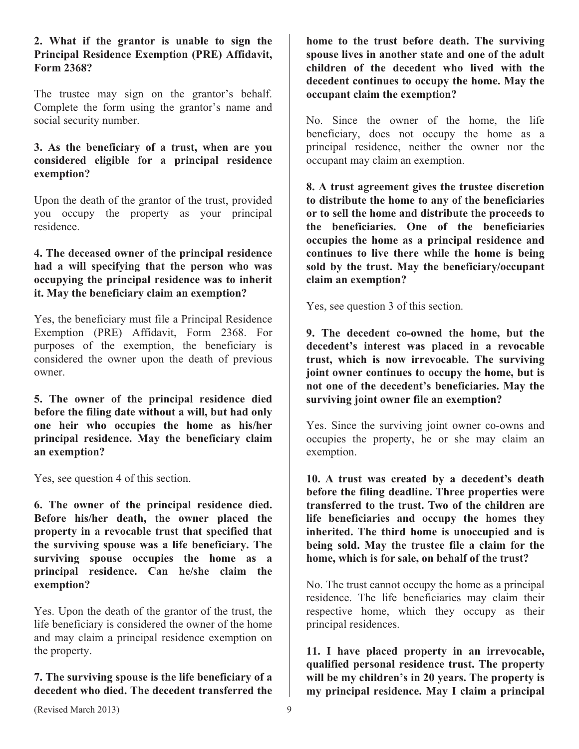**2. What if the grantor is unable to sign the Principal Residence Exemption (PRE) Affidavit, Form 2368?**

The trustee may sign on the grantor's behalf. Complete the form using the grantor's name and social security number.

**3. As the beneficiary of a trust, when are you considered eligible for a principal residence exemption?**

Upon the death of the grantor of the trust, provided you occupy the property as your principal residence.

**4. The deceased owner of the principal residence had a will specifying that the person who was occupying the principal residence was to inherit it. May the beneficiary claim an exemption?**

Yes, the beneficiary must file a Principal Residence Exemption (PRE) Affidavit, Form 2368. For purposes of the exemption, the beneficiary is considered the owner upon the death of previous owner.

**5. The owner of the principal residence died before the filing date without a will, but had only one heir who occupies the home as his/her principal residence. May the beneficiary claim an exemption?**

Yes, see question 4 of this section.

**6. The owner of the principal residence died. Before his/her death, the owner placed the property in a revocable trust that specified that the surviving spouse was a life beneficiary. The surviving spouse occupies the home as a principal residence. Can he/she claim the exemption?**

Yes. Upon the death of the grantor of the trust, the life beneficiary is considered the owner of the home and may claim a principal residence exemption on the property.

**7. The surviving spouse is the life beneficiary of a decedent who died. The decedent transferred the home to the trust before death. The surviving spouse lives in another state and one of the adult children of the decedent who lived with the decedent continues to occupy the home. May the occupant claim the exemption?**

No. Since the owner of the home, the life beneficiary, does not occupy the home as a principal residence, neither the owner nor the occupant may claim an exemption.

**8. A trust agreement gives the trustee discretion to distribute the home to any of the beneficiaries or to sell the home and distribute the proceeds to the beneficiaries. One of the beneficiaries occupies the home as a principal residence and continues to live there while the home is being sold by the trust. May the beneficiary/occupant claim an exemption?**

Yes, see question 3 of this section.

**9. The decedent co-owned the home, but the decedent's interest was placed in a revocable trust, which is now irrevocable. The surviving joint owner continues to occupy the home, but is not one of the decedent's beneficiaries. May the surviving joint owner file an exemption?**

Yes. Since the surviving joint owner co-owns and occupies the property, he or she may claim an exemption.

**10. A trust was created by a decedent's death before the filing deadline. Three properties were transferred to the trust. Two of the children are life beneficiaries and occupy the homes they inherited. The third home is unoccupied and is being sold. May the trustee file a claim for the home, which is for sale, on behalf of the trust?**

No. The trust cannot occupy the home as a principal residence. The life beneficiaries may claim their respective home, which they occupy as their principal residences.

**11. I have placed property in an irrevocable, qualified personal residence trust. The property will be my children's in 20 years. The property is my principal residence. May I claim a principal**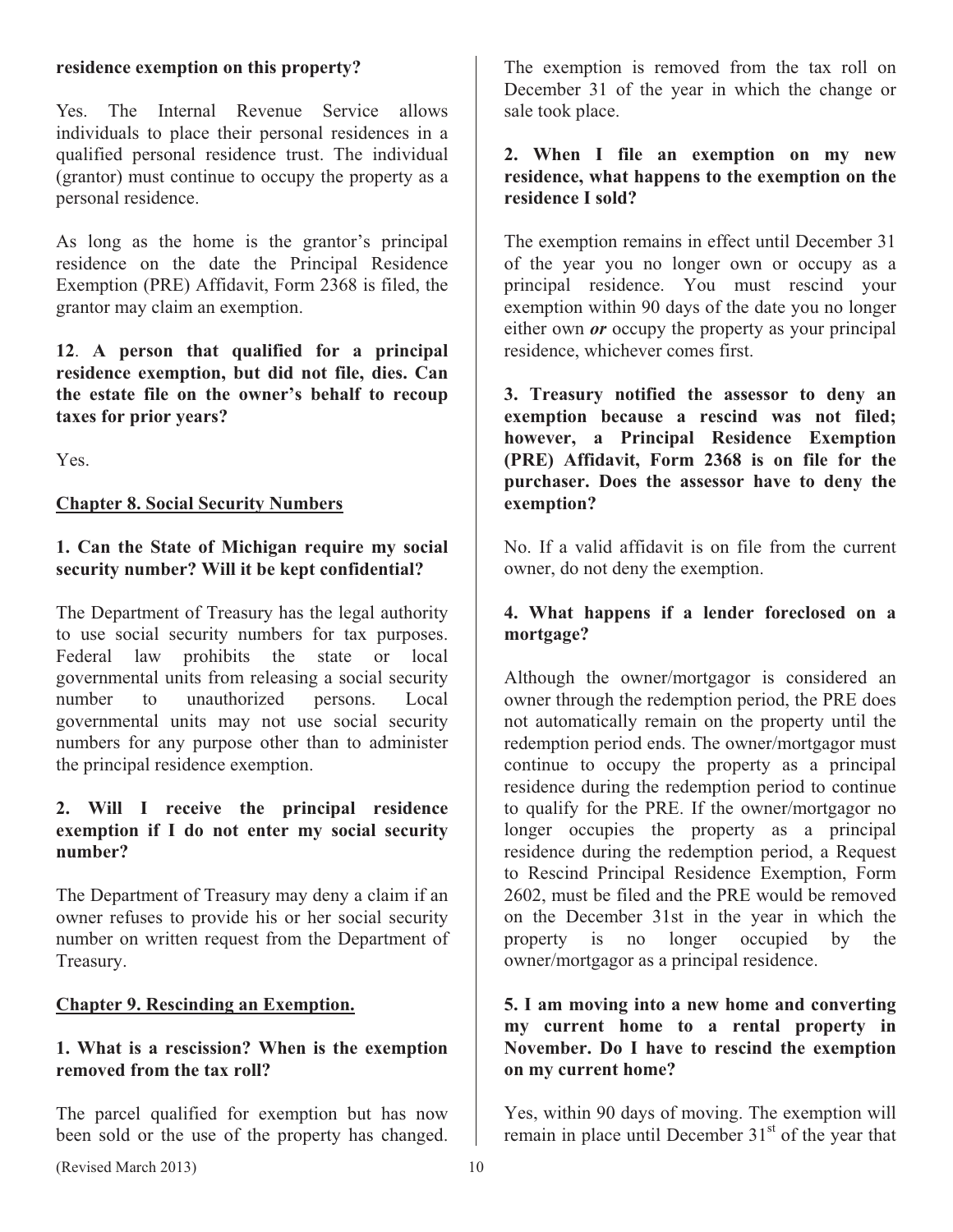**residence exemption on this property?**

Yes. The Internal Revenue Service allows individuals to place their personal residences in a qualified personal residence trust. The individual (grantor) must continue to occupy the property as a personal residence.

As long as the home is the grantor's principal residence on the date the Principal Residence Exemption (PRE) Affidavit, Form 2368 is filed, the grantor may claim an exemption.

**12. A person that qualified for a principal residence exemption, but did not file, dies. Can the estate file on the owner's behalf to recoup taxes for prior years?**

Yes.

## Chapter 8. Social Security Numbers

**1. Can the State of Michigan require my social security number? Will it be kept confidential?**

The Department of Treasury has the legal authority to use social security numbers for tax purposes. Federal law prohibits the state or local governmental units from releasing a social security number to unauthorized persons. Local governmental units may not use social security numbers for any purpose other than to administer the principal residence exemption.

**2. Will I receive the principal residence exemption if I do not enter my social security number?**

The Department of Treasury may deny a claim if an owner refuses to provide his or her social security number on written request from the Department of Treasury.

## Chapter 9. Rescinding an Exemption.

**1. What is a rescission? When is the exemption removed from the tax roll?**

The parcel qualified for exemption but has now been sold or the use of the property has changed. The exemption is removed from the tax roll on December 31 of the year in which the change or sale took place.

**2. When I file an exemption on my new residence, what happens to the exemption on the residence I sold?**

The exemption remains in effect until December 31 of the year you no longer own or occupy as a principal residence. You must rescind your exemption within 90 days of the date you no longer either own ***or*** occupy the property as your principal residence, whichever comes first.

**3. Treasury notified the assessor to deny an exemption because a rescind was not filed; however, a Principal Residence Exemption (PRE) Affidavit, Form 2368 is on file for the purchaser. Does the assessor have to deny the exemption?**

No. If a valid affidavit is on file from the current owner, do not deny the exemption.

**4. What happens if a lender foreclosed on a mortgage?**

Although the owner/mortgagor is considered an owner through the redemption period, the PRE does not automatically remain on the property until the redemption period ends. The owner/mortgagor must continue to occupy the property as a principal residence during the redemption period to continue to qualify for the PRE. If the owner/mortgagor no longer occupies the property as a principal residence during the redemption period, a Request to Rescind Principal Residence Exemption, Form 2602, must be filed and the PRE would be removed on the December 31st in the year in which the property is no longer occupied by the owner/mortgagor as a principal residence.

**5. I am moving into a new home and converting my current home to a rental property in November. Do I have to rescind the exemption on my current home?**

Yes, within 90 days of moving. The exemption will remain in place until December 31st of the year that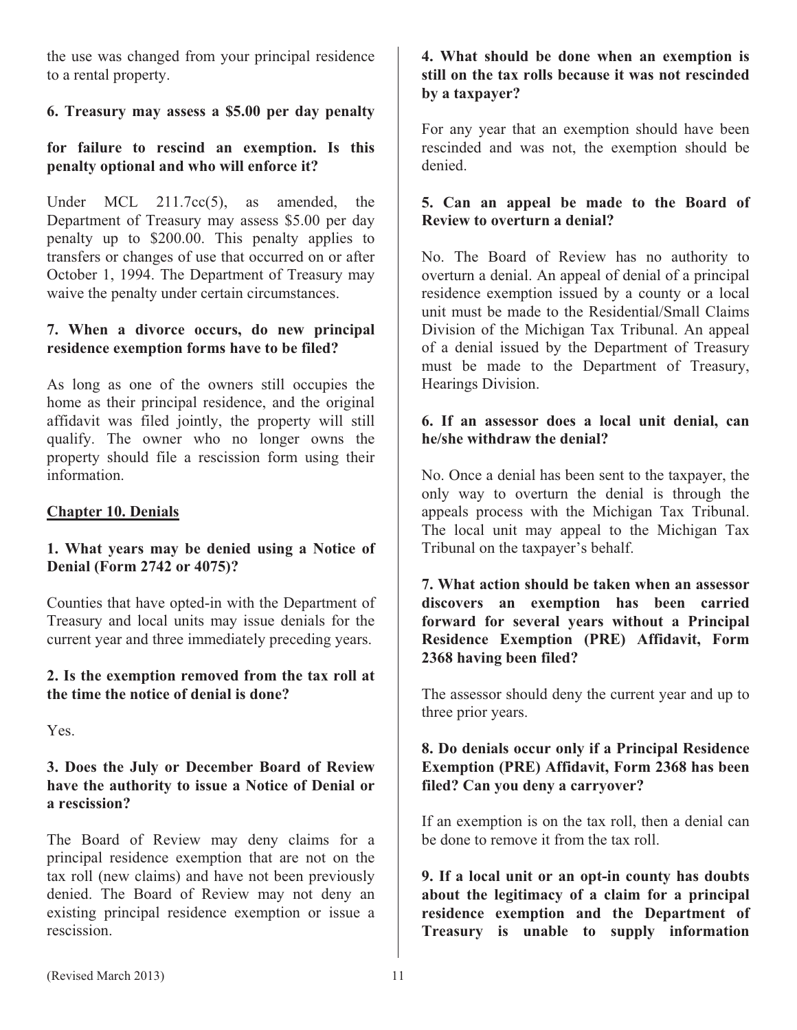the use was changed from your principal residence to a rental property.

**6. Treasury may assess a $5.00 per day penalty for failure to rescind an exemption. Is this penalty optional and who will enforce it?**

Under MCL 211.7cc(5), as amended, the Department of Treasury may assess $5.00 per day penalty up to $200.00. This penalty applies to transfers or changes of use that occurred on or after October 1, 1994. The Department of Treasury may waive the penalty under certain circumstances.

**7. When a divorce occurs, do new principal residence exemption forms have to be filed?**

As long as one of the owners still occupies the home as their principal residence, and the original affidavit was filed jointly, the property will still qualify. The owner who no longer owns the property should file a rescission form using their information.

## Chapter 10. Denials

**1. What years may be denied using a Notice of Denial (Form 2742 or 4075)?**

Counties that have opted-in with the Department of Treasury and local units may issue denials for the current year and three immediately preceding years.

**2. Is the exemption removed from the tax roll at the time the notice of denial is done?**

Yes.

**3. Does the July or December Board of Review have the authority to issue a Notice of Denial or a rescission?**

The Board of Review may deny claims for a principal residence exemption that are not on the tax roll (new claims) and have not been previously denied. The Board of Review may not deny an existing principal residence exemption or issue a rescission.

**4. What should be done when an exemption is still on the tax rolls because it was not rescinded by a taxpayer?**

For any year that an exemption should have been rescinded and was not, the exemption should be denied.

**5. Can an appeal be made to the Board of Review to overturn a denial?**

No. The Board of Review has no authority to overturn a denial. An appeal of denial of a principal residence exemption issued by a county or a local unit must be made to the Residential/Small Claims Division of the Michigan Tax Tribunal. An appeal of a denial issued by the Department of Treasury must be made to the Department of Treasury, Hearings Division.

**6. If an assessor does a local unit denial, can he/she withdraw the denial?**

No. Once a denial has been sent to the taxpayer, the only way to overturn the denial is through the appeals process with the Michigan Tax Tribunal. The local unit may appeal to the Michigan Tax Tribunal on the taxpayer's behalf.

**7. What action should be taken when an assessor discovers an exemption has been carried forward for several years without a Principal Residence Exemption (PRE) Affidavit, Form 2368 having been filed?**

The assessor should deny the current year and up to three prior years.

**8. Do denials occur only if a Principal Residence Exemption (PRE) Affidavit, Form 2368 has been filed? Can you deny a carryover?**

If an exemption is on the tax roll, then a denial can be done to remove it from the tax roll.

**9. If a local unit or an opt-in county has doubts about the legitimacy of a claim for a principal residence exemption and the Department of Treasury is unable to supply information**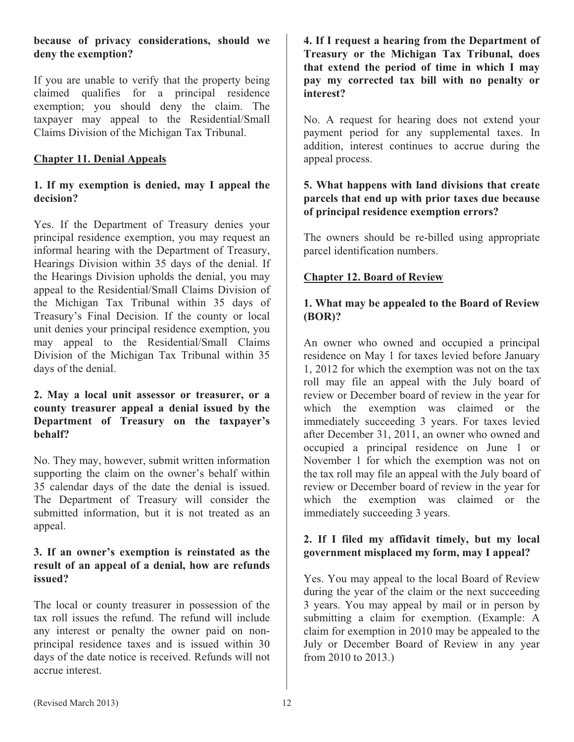**because of privacy considerations, should we deny the exemption?**

If you are unable to verify that the property being claimed qualifies for a principal residence exemption; you should deny the claim. The taxpayer may appeal to the Residential/Small Claims Division of the Michigan Tax Tribunal.

## Chapter 11. Denial Appeals

**1. If my exemption is denied, may I appeal the decision?**

Yes. If the Department of Treasury denies your principal residence exemption, you may request an informal hearing with the Department of Treasury, Hearings Division within 35 days of the denial. If the Hearings Division upholds the denial, you may appeal to the Residential/Small Claims Division of the Michigan Tax Tribunal within 35 days of Treasury's Final Decision. If the county or local unit denies your principal residence exemption, you may appeal to the Residential/Small Claims Division of the Michigan Tax Tribunal within 35 days of the denial.

**2. May a local unit assessor or treasurer, or a county treasurer appeal a denial issued by the Department of Treasury on the taxpayer's behalf?**

No. They may, however, submit written information supporting the claim on the owner's behalf within 35 calendar days of the date the denial is issued. The Department of Treasury will consider the submitted information, but it is not treated as an appeal.

**3. If an owner's exemption is reinstated as the result of an appeal of a denial, how are refunds issued?**

The local or county treasurer in possession of the tax roll issues the refund. The refund will include any interest or penalty the owner paid on non-principal residence taxes and is issued within 30 days of the date notice is received. Refunds will not accrue interest.

**4. If I request a hearing from the Department of Treasury or the Michigan Tax Tribunal, does that extend the period of time in which I may pay my corrected tax bill with no penalty or interest?**

No. A request for hearing does not extend your payment period for any supplemental taxes. In addition, interest continues to accrue during the appeal process.

**5. What happens with land divisions that create parcels that end up with prior taxes due because of principal residence exemption errors?**

The owners should be re-billed using appropriate parcel identification numbers.

## Chapter 12. Board of Review

**1. What may be appealed to the Board of Review (BOR)?**

An owner who owned and occupied a principal residence on May 1 for taxes levied before January 1, 2012 for which the exemption was not on the tax roll may file an appeal with the July board of review or December board of review in the year for which the exemption was claimed or the immediately succeeding 3 years. For taxes levied after December 31, 2011, an owner who owned and occupied a principal residence on June 1 or November 1 for which the exemption was not on the tax roll may file an appeal with the July board of review or December board of review in the year for which the exemption was claimed or the immediately succeeding 3 years.

**2. If I filed my affidavit timely, but my local government misplaced my form, may I appeal?**

Yes. You may appeal to the local Board of Review during the year of the claim or the next succeeding 3 years. You may appeal by mail or in person by submitting a claim for exemption. (Example: A claim for exemption in 2010 may be appealed to the July or December Board of Review in any year from 2010 to 2013.)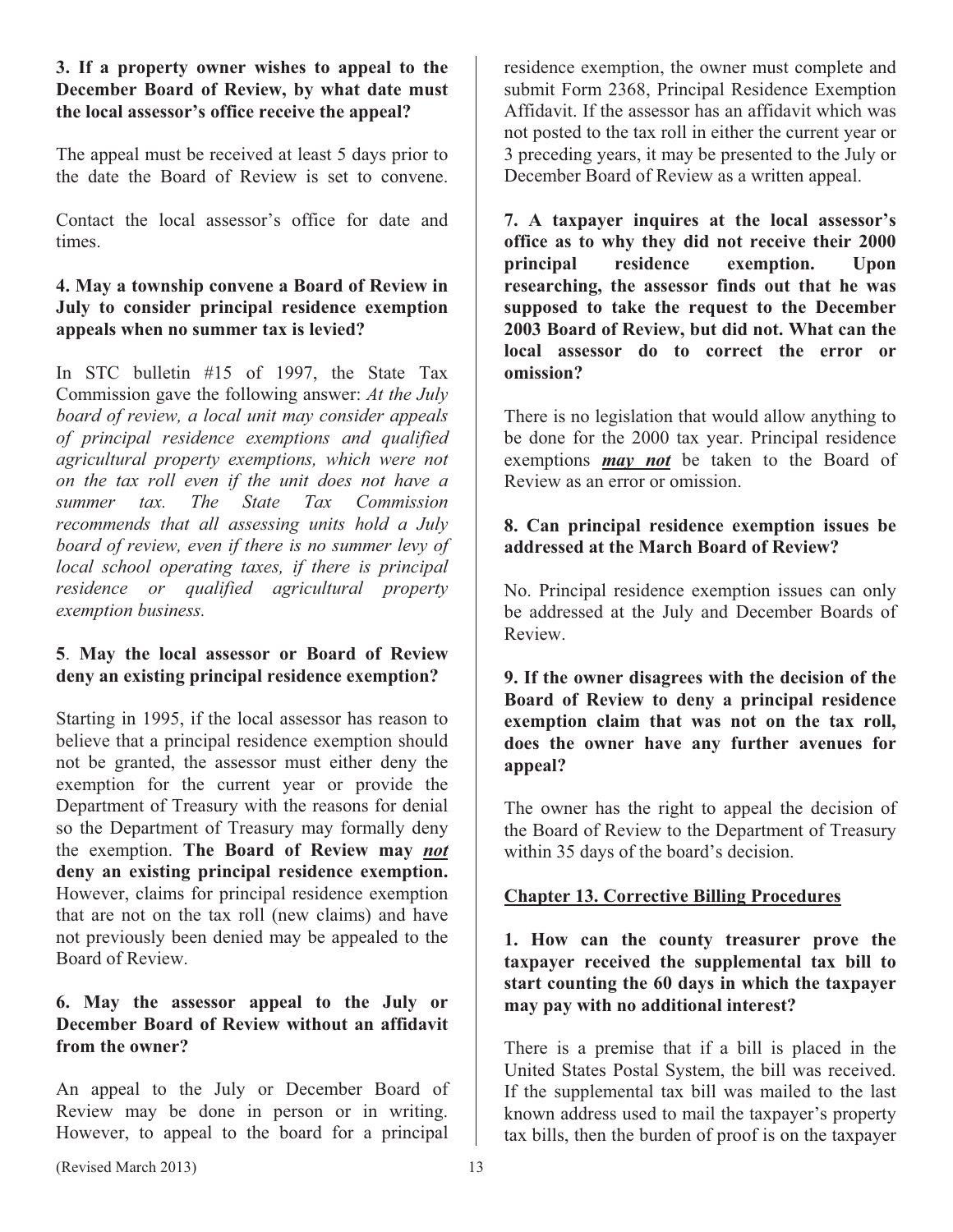**3. If a property owner wishes to appeal to the December Board of Review, by what date must the local assessor's office receive the appeal?**

The appeal must be received at least 5 days prior to the date the Board of Review is set to convene.

Contact the local assessor's office for date and times.

**4. May a township convene a Board of Review in July to consider principal residence exemption appeals when no summer tax is levied?**

In STC bulletin #15 of 1997, the State Tax Commission gave the following answer: *At the July board of review, a local unit may consider appeals of principal residence exemptions and qualified agricultural property exemptions, which were not on the tax roll even if the unit does not have a summer tax. The State Tax Commission recommends that all assessing units hold a July board of review, even if there is no summer levy of local school operating taxes, if there is principal residence or qualified agricultural property exemption business.*

**5**. **May the local assessor or Board of Review deny an existing principal residence exemption?**

Starting in 1995, if the local assessor has reason to believe that a principal residence exemption should not be granted, the assessor must either deny the exemption for the current year or provide the Department of Treasury with the reasons for denial so the Department of Treasury may formally deny the exemption. **The Board of Review may _not_ deny an existing principal residence exemption.** However, claims for principal residence exemption that are not on the tax roll (new claims) and have not previously been denied may be appealed to the Board of Review.

**6. May the assessor appeal to the July or December Board of Review without an affidavit from the owner?**

An appeal to the July or December Board of Review may be done in person or in writing. However, to appeal to the board for a principal residence exemption, the owner must complete and submit Form 2368, Principal Residence Exemption Affidavit. If the assessor has an affidavit which was not posted to the tax roll in either the current year or 3 preceding years, it may be presented to the July or December Board of Review as a written appeal.

**7. A taxpayer inquires at the local assessor's office as to why they did not receive their 2000 principal residence exemption. Upon researching, the assessor finds out that he was supposed to take the request to the December 2003 Board of Review, but did not. What can the local assessor do to correct the error or omission?**

There is no legislation that would allow anything to be done for the 2000 tax year. Principal residence exemptions ***may not*** be taken to the Board of Review as an error or omission.

**8. Can principal residence exemption issues be addressed at the March Board of Review?**

No. Principal residence exemption issues can only be addressed at the July and December Boards of Review.

**9. If the owner disagrees with the decision of the Board of Review to deny a principal residence exemption claim that was not on the tax roll, does the owner have any further avenues for appeal?**

The owner has the right to appeal the decision of the Board of Review to the Department of Treasury within 35 days of the board's decision.

## Chapter 13. Corrective Billing Procedures

**1. How can the county treasurer prove the taxpayer received the supplemental tax bill to start counting the 60 days in which the taxpayer may pay with no additional interest?**

There is a premise that if a bill is placed in the United States Postal System, the bill was received. If the supplemental tax bill was mailed to the last known address used to mail the taxpayer's property tax bills, then the burden of proof is on the taxpayer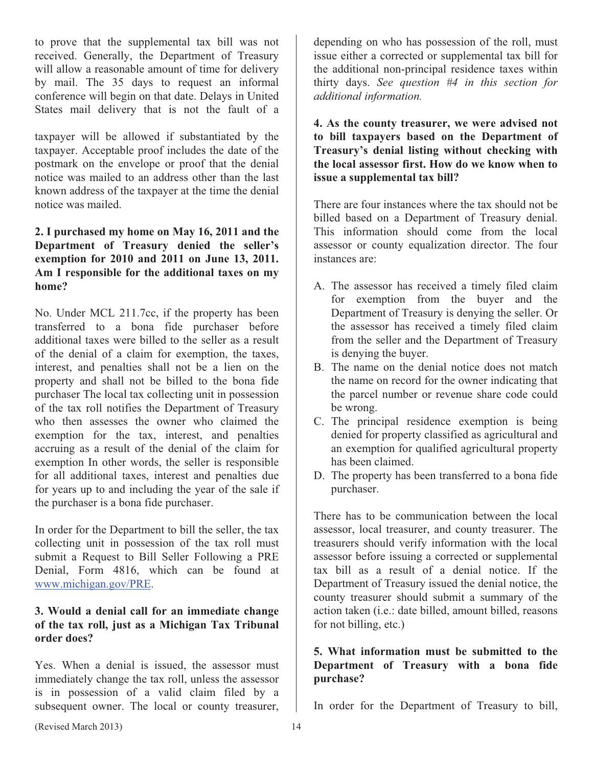to prove that the supplemental tax bill was not received. Generally, the Department of Treasury will allow a reasonable amount of time for delivery by mail. The 35 days to request an informal conference will begin on that date. Delays in United States mail delivery that is not the fault of a taxpayer will be allowed if substantiated by the taxpayer. Acceptable proof includes the date of the postmark on the envelope or proof that the denial notice was mailed to an address other than the last known address of the taxpayer at the time the denial notice was mailed.

**2. I purchased my home on May 16, 2011 and the Department of Treasury denied the seller's exemption for 2010 and 2011 on June 13, 2011. Am I responsible for the additional taxes on my home?**

No. Under MCL 211.7cc, if the property has been transferred to a bona fide purchaser before additional taxes were billed to the seller as a result of the denial of a claim for exemption, the taxes, interest, and penalties shall not be a lien on the property and shall not be billed to the bona fide purchaser The local tax collecting unit in possession of the tax roll notifies the Department of Treasury who then assesses the owner who claimed the exemption for the tax, interest, and penalties accruing as a result of the denial of the claim for exemption In other words, the seller is responsible for all additional taxes, interest and penalties due for years up to and including the year of the sale if the purchaser is a bona fide purchaser.

In order for the Department to bill the seller, the tax collecting unit in possession of the tax roll must submit a Request to Bill Seller Following a PRE Denial, Form 4816, which can be found at www.michigan.gov/PRE.

**3. Would a denial call for an immediate change of the tax roll, just as a Michigan Tax Tribunal order does?**

Yes. When a denial is issued, the assessor must immediately change the tax roll, unless the assessor is in possession of a valid claim filed by a subsequent owner. The local or county treasurer, depending on who has possession of the roll, must issue either a corrected or supplemental tax bill for the additional non-principal residence taxes within thirty days. *See question #4 in this section for additional information.*

**4. As the county treasurer, we were advised not to bill taxpayers based on the Department of Treasury's denial listing without checking with the local assessor first. How do we know when to issue a supplemental tax bill?**

There are four instances where the tax should not be billed based on a Department of Treasury denial. This information should come from the local assessor or county equalization director. The four instances are:

A. The assessor has received a timely filed claim for exemption from the buyer and the Department of Treasury is denying the seller. Or the assessor has received a timely filed claim from the seller and the Department of Treasury is denying the buyer.
B. The name on the denial notice does not match the name on record for the owner indicating that the parcel number or revenue share code could be wrong.
C. The principal residence exemption is being denied for property classified as agricultural and an exemption for qualified agricultural property has been claimed.
D. The property has been transferred to a bona fide purchaser.

There has to be communication between the local assessor, local treasurer, and county treasurer. The treasurers should verify information with the local assessor before issuing a corrected or supplemental tax bill as a result of a denial notice. If the Department of Treasury issued the denial notice, the county treasurer should submit a summary of the action taken (i.e.: date billed, amount billed, reasons for not billing, etc.)

**5. What information must be submitted to the Department of Treasury with a bona fide purchase?**

In order for the Department of Treasury to bill,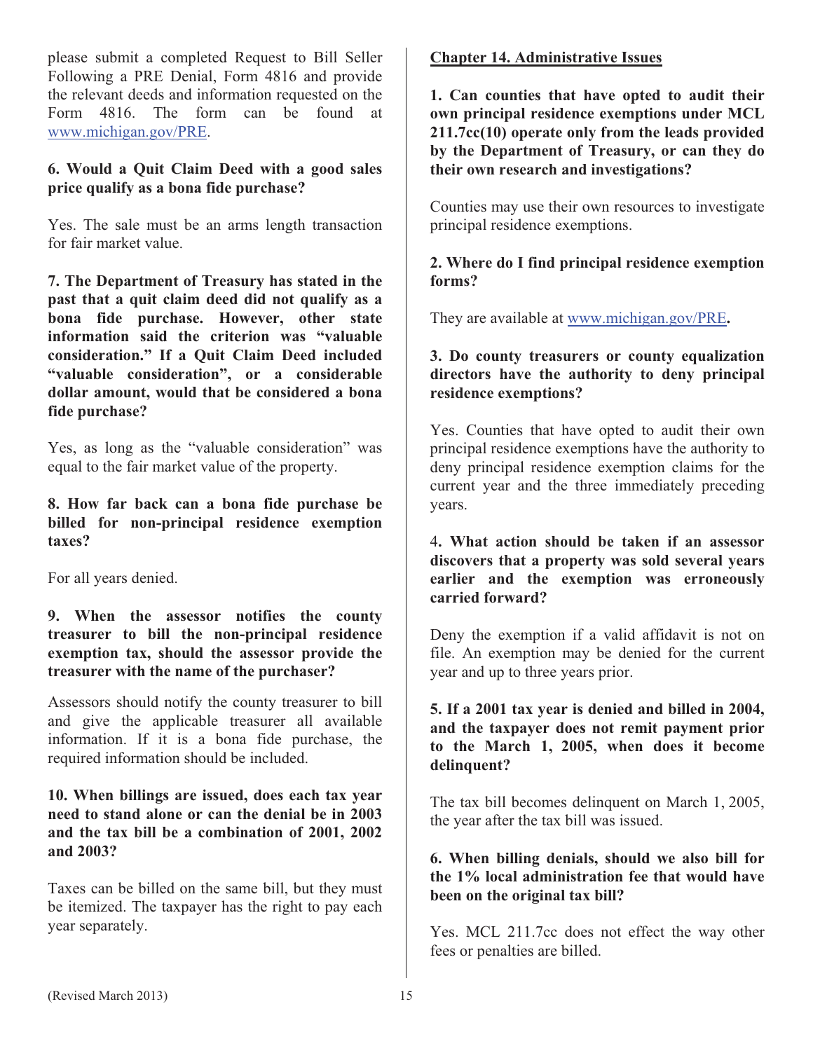please submit a completed Request to Bill Seller Following a PRE Denial, Form 4816 and provide the relevant deeds and information requested on the Form 4816. The form can be found at www.michigan.gov/PRE.

**6. Would a Quit Claim Deed with a good sales price qualify as a bona fide purchase?**

Yes. The sale must be an arms length transaction for fair market value.

**7. The Department of Treasury has stated in the past that a quit claim deed did not qualify as a bona fide purchase. However, other state information said the criterion was "valuable consideration." If a Quit Claim Deed included "valuable consideration", or a considerable dollar amount, would that be considered a bona fide purchase?**

Yes, as long as the "valuable consideration" was equal to the fair market value of the property.

**8. How far back can a bona fide purchase be billed for non-principal residence exemption taxes?**

For all years denied.

**9. When the assessor notifies the county treasurer to bill the non-principal residence exemption tax, should the assessor provide the treasurer with the name of the purchaser?**

Assessors should notify the county treasurer to bill and give the applicable treasurer all available information. If it is a bona fide purchase, the required information should be included.

**10. When billings are issued, does each tax year need to stand alone or can the denial be in 2003 and the tax bill be a combination of 2001, 2002 and 2003?**

Taxes can be billed on the same bill, but they must be itemized. The taxpayer has the right to pay each year separately.

## Chapter 14. Administrative Issues

**1. Can counties that have opted to audit their own principal residence exemptions under MCL 211.7cc(10) operate only from the leads provided by the Department of Treasury, or can they do their own research and investigations?**

Counties may use their own resources to investigate principal residence exemptions.

**2. Where do I find principal residence exemption forms?**

They are available at www.michigan.gov/PRE**.**

**3. Do county treasurers or county equalization directors have the authority to deny principal residence exemptions?**

Yes. Counties that have opted to audit their own principal residence exemptions have the authority to deny principal residence exemption claims for the current year and the three immediately preceding years.

4**. What action should be taken if an assessor discovers that a property was sold several years earlier and the exemption was erroneously carried forward?**

Deny the exemption if a valid affidavit is not on file. An exemption may be denied for the current year and up to three years prior.

**5. If a 2001 tax year is denied and billed in 2004, and the taxpayer does not remit payment prior to the March 1, 2005, when does it become delinquent?**

The tax bill becomes delinquent on March 1, 2005, the year after the tax bill was issued.

**6. When billing denials, should we also bill for the 1% local administration fee that would have been on the original tax bill?**

Yes. MCL 211.7cc does not effect the way other fees or penalties are billed.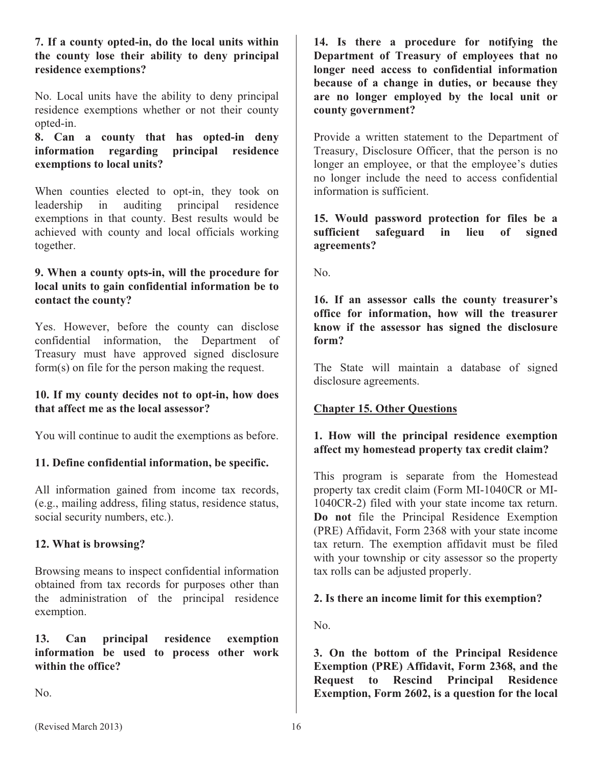**7. If a county opted-in, do the local units within the county lose their ability to deny principal residence exemptions?**

No. Local units have the ability to deny principal residence exemptions whether or not their county opted-in.

**8. Can a county that has opted-in deny information regarding principal residence exemptions to local units?**

When counties elected to opt-in, they took on leadership in auditing principal residence exemptions in that county. Best results would be achieved with county and local officials working together.

**9. When a county opts-in, will the procedure for local units to gain confidential information be to contact the county?**

Yes. However, before the county can disclose confidential information, the Department of Treasury must have approved signed disclosure form(s) on file for the person making the request.

**10. If my county decides not to opt-in, how does that affect me as the local assessor?**

You will continue to audit the exemptions as before.

**11. Define confidential information, be specific.**

All information gained from income tax records, (e.g., mailing address, filing status, residence status, social security numbers, etc.).

**12. What is browsing?**

Browsing means to inspect confidential information obtained from tax records for purposes other than the administration of the principal residence exemption.

**13. Can principal residence exemption information be used to process other work within the office?**

No.

**14. Is there a procedure for notifying the Department of Treasury of employees that no longer need access to confidential information because of a change in duties, or because they are no longer employed by the local unit or county government?**

Provide a written statement to the Department of Treasury, Disclosure Officer, that the person is no longer an employee, or that the employee's duties no longer include the need to access confidential information is sufficient.

**15. Would password protection for files be a sufficient safeguard in lieu of signed agreements?**

No.

**16. If an assessor calls the county treasurer's office for information, how will the treasurer know if the assessor has signed the disclosure form?**

The State will maintain a database of signed disclosure agreements.

## Chapter 15. Other Questions

**1. How will the principal residence exemption affect my homestead property tax credit claim?**

This program is separate from the Homestead property tax credit claim (Form MI-1040CR or MI-1040CR-2) filed with your state income tax return. **Do not** file the Principal Residence Exemption (PRE) Affidavit, Form 2368 with your state income tax return. The exemption affidavit must be filed with your township or city assessor so the property tax rolls can be adjusted properly.

**2. Is there an income limit for this exemption?**

No.

**3. On the bottom of the Principal Residence Exemption (PRE) Affidavit, Form 2368, and the Request to Rescind Principal Residence Exemption, Form 2602, is a question for the local**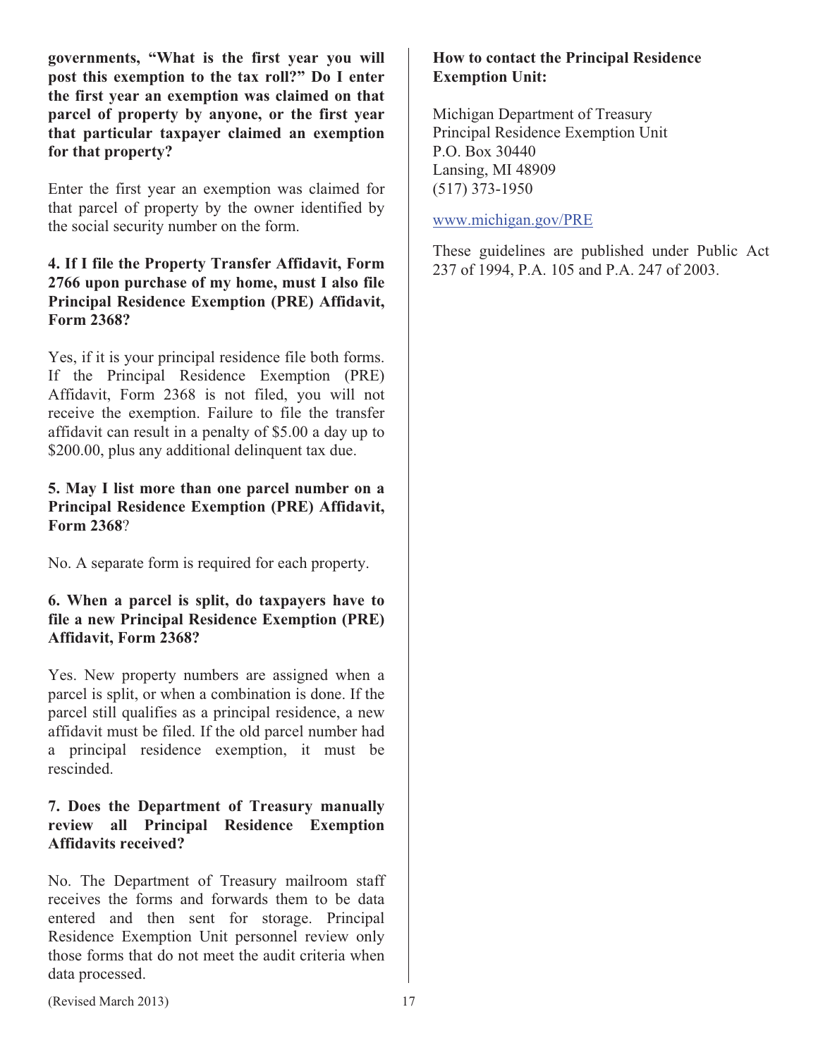**governments, "What is the first year you will post this exemption to the tax roll?" Do I enter the first year an exemption was claimed on that parcel of property by anyone, or the first year that particular taxpayer claimed an exemption for that property?**

Enter the first year an exemption was claimed for that parcel of property by the owner identified by the social security number on the form.

**4. If I file the Property Transfer Affidavit, Form 2766 upon purchase of my home, must I also file Principal Residence Exemption (PRE) Affidavit, Form 2368?**

Yes, if it is your principal residence file both forms. If the Principal Residence Exemption (PRE) Affidavit, Form 2368 is not filed, you will not receive the exemption. Failure to file the transfer affidavit can result in a penalty of $5.00 a day up to $200.00, plus any additional delinquent tax due.

**5. May I list more than one parcel number on a Principal Residence Exemption (PRE) Affidavit, Form 2368**?

No. A separate form is required for each property.

**6. When a parcel is split, do taxpayers have to file a new Principal Residence Exemption (PRE) Affidavit, Form 2368?**

Yes. New property numbers are assigned when a parcel is split, or when a combination is done. If the parcel still qualifies as a principal residence, a new affidavit must be filed. If the old parcel number had a principal residence exemption, it must be rescinded.

**7. Does the Department of Treasury manually review all Principal Residence Exemption Affidavits received?**

No. The Department of Treasury mailroom staff receives the forms and forwards them to be data entered and then sent for storage. Principal Residence Exemption Unit personnel review only those forms that do not meet the audit criteria when data processed.

**How to contact the Principal Residence Exemption Unit:**

Michigan Department of Treasury
Principal Residence Exemption Unit
P.O. Box 30440
Lansing, MI 48909
(517) 373-1950

www.michigan.gov/PRE

These guidelines are published under Public Act 237 of 1994, P.A. 105 and P.A. 247 of 2003.

(Revised March 2013)